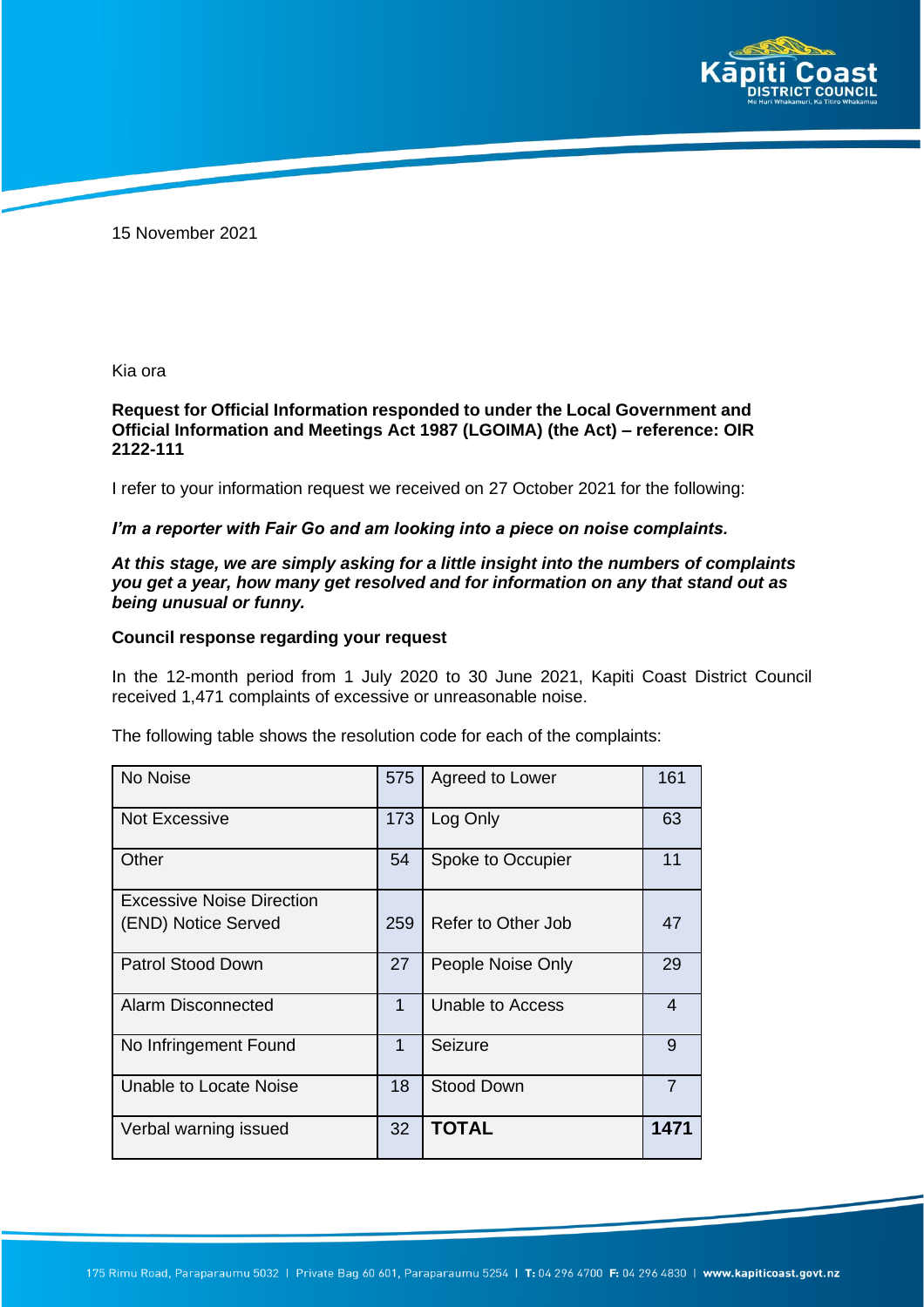15 November 2021

Kia ora

**Request for Official Information responded to under the Local Government and Official Information and Meetings Act 1987 (LGOIMA) (the Act) – reference: OIR 2122-111**

I refer to your information request we received on 27 October 2021 for the following:

***I'm a reporter with Fair Go and am looking into a piece on noise complaints.***

***At this stage, we are simply asking for a little insight into the numbers of complaints you get a year, how many get resolved and for information on any that stand out as being unusual or funny.***

**Council response regarding your request**

In the 12-month period from 1 July 2020 to 30 June 2021, Kapiti Coast District Council received 1,471 complaints of excessive or unreasonable noise.

The following table shows the resolution code for each of the complaints:

| | | | |
|---|---|---|---|
| No Noise | 575 | Agreed to Lower | 161 |
| Not Excessive | 173 | Log Only | 63 |
| Other | 54 | Spoke to Occupier | 11 |
| Excessive Noise Direction (END) Notice Served | 259 | Refer to Other Job | 47 |
| Patrol Stood Down | 27 | People Noise Only | 29 |
| Alarm Disconnected | 1 | Unable to Access | 4 |
| No Infringement Found | 1 | Seizure | 9 |
| Unable to Locate Noise | 18 | Stood Down | 7 |
| Verbal warning issued | 32 | **TOTAL** | **1471** |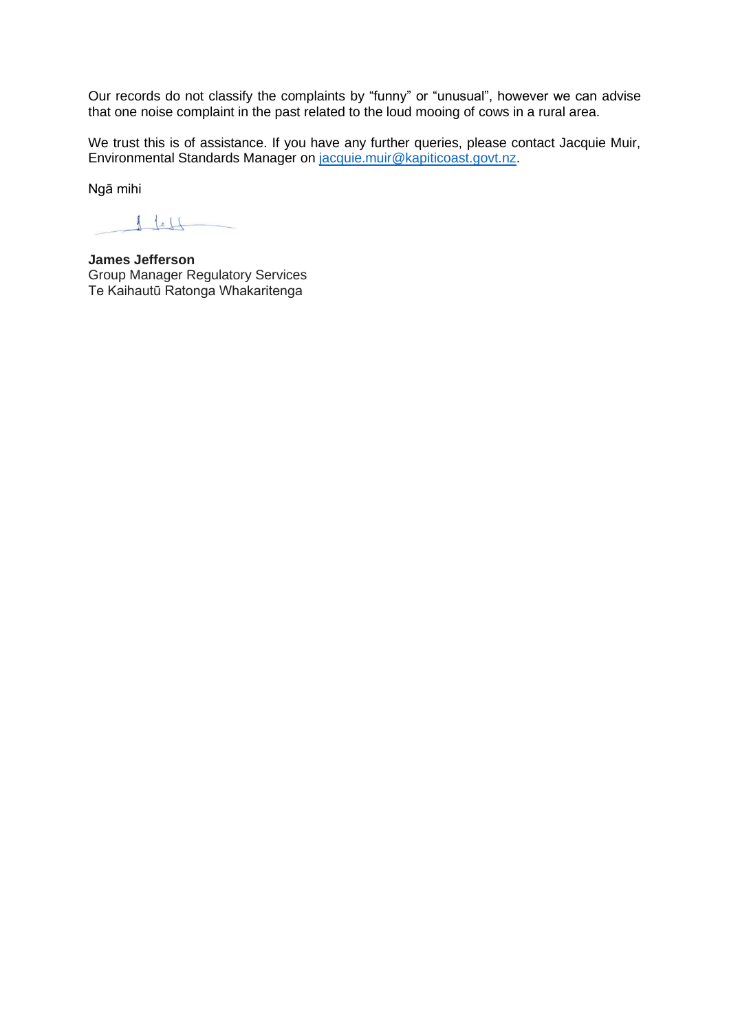Our records do not classify the complaints by “funny” or “unusual”, however we can advise that one noise complaint in the past related to the loud mooing of cows in a rural area.

We trust this is of assistance. If you have any further queries, please contact Jacquie Muir, Environmental Standards Manager on [jacquie.muir@kapiticoast.govt.nz](mailto:jacquie.muir@kapiticoast.govt.nz).

Ngā mihi

**James Jefferson**
Group Manager Regulatory Services
Te Kaihautū Ratonga Whakaritenga